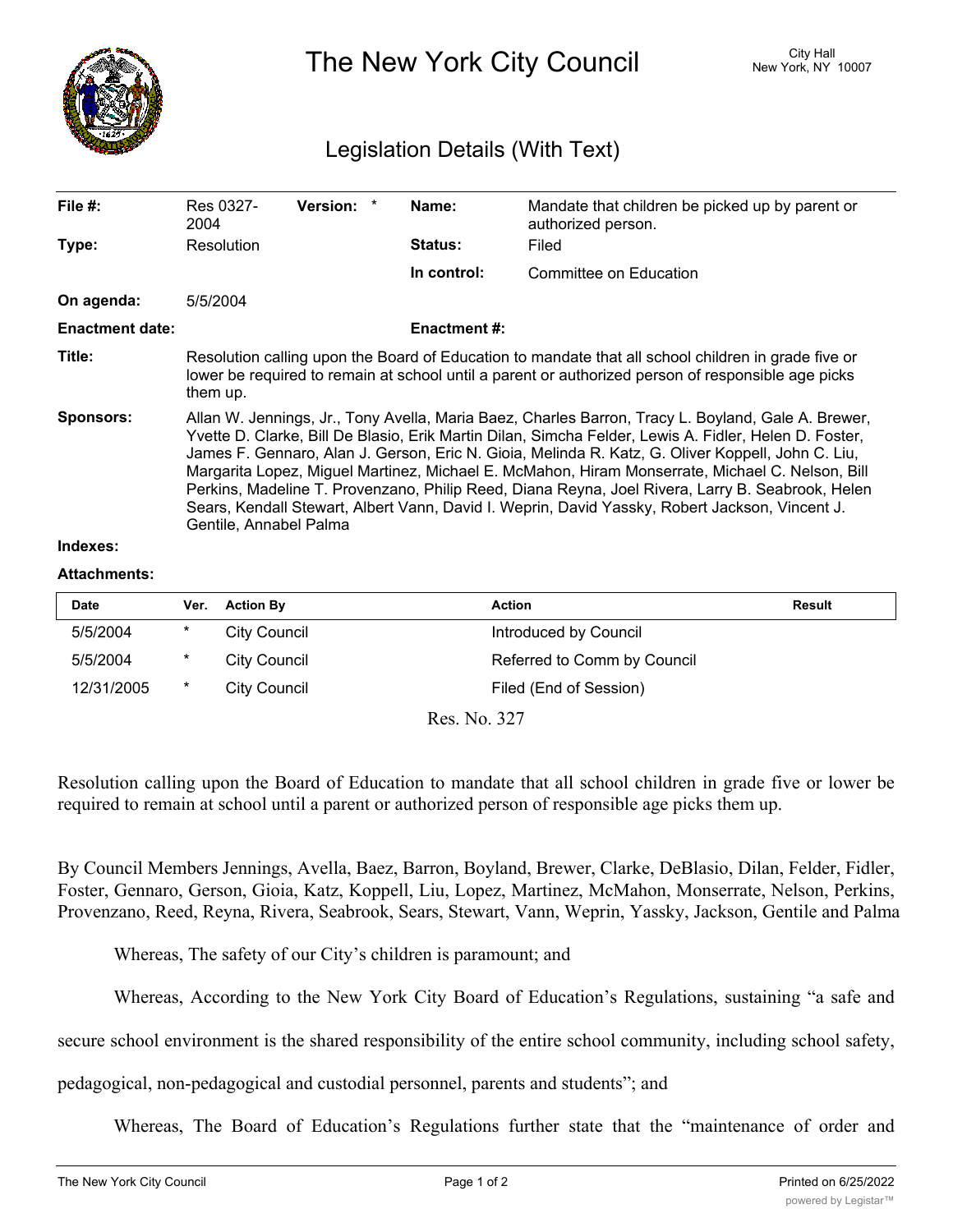# The New York City Council

City Hall
New York, NY 10007

## Legislation Details (With Text)

| | | | |
|---|---|---|---|
| **File #:** | Res 0327-2004 **Version:** * | **Name:** | Mandate that children be picked up by parent or authorized person. |
| **Type:** | Resolution | **Status:** | Filed |
| | | **In control:** | Committee on Education |
| **On agenda:** | 5/5/2004 | | |
| **Enactment date:** | | **Enactment #:** | |

**Title:** Resolution calling upon the Board of Education to mandate that all school children in grade five or lower be required to remain at school until a parent or authorized person of responsible age picks them up.

**Sponsors:** Allan W. Jennings, Jr., Tony Avella, Maria Baez, Charles Barron, Tracy L. Boyland, Gale A. Brewer, Yvette D. Clarke, Bill De Blasio, Erik Martin Dilan, Simcha Felder, Lewis A. Fidler, Helen D. Foster, James F. Gennaro, Alan J. Gerson, Eric N. Gioia, Melinda R. Katz, G. Oliver Koppell, John C. Liu, Margarita Lopez, Miguel Martinez, Michael E. McMahon, Hiram Monserrate, Michael C. Nelson, Bill Perkins, Madeline T. Provenzano, Philip Reed, Diana Reyna, Joel Rivera, Larry B. Seabrook, Helen Sears, Kendall Stewart, Albert Vann, David I. Weprin, David Yassky, Robert Jackson, Vincent J. Gentile, Annabel Palma

**Indexes:**

**Attachments:**

| Date | Ver. | Action By | Action | Result |
|---|---|---|---|---|
| 5/5/2004 | * | City Council | Introduced by Council | |
| 5/5/2004 | * | City Council | Referred to Comm by Council | |
| 12/31/2005 | * | City Council | Filed (End of Session) | |

Res. No. 327

Resolution calling upon the Board of Education to mandate that all school children in grade five or lower be required to remain at school until a parent or authorized person of responsible age picks them up.

By Council Members Jennings, Avella, Baez, Barron, Boyland, Brewer, Clarke, DeBlasio, Dilan, Felder, Fidler, Foster, Gennaro, Gerson, Gioia, Katz, Koppell, Liu, Lopez, Martinez, McMahon, Monserrate, Nelson, Perkins, Provenzano, Reed, Reyna, Rivera, Seabrook, Sears, Stewart, Vann, Weprin, Yassky, Jackson, Gentile and Palma

Whereas, The safety of our City's children is paramount; and

Whereas, According to the New York City Board of Education's Regulations, sustaining "a safe and secure school environment is the shared responsibility of the entire school community, including school safety, pedagogical, non-pedagogical and custodial personnel, parents and students"; and

Whereas, The Board of Education's Regulations further state that the "maintenance of order and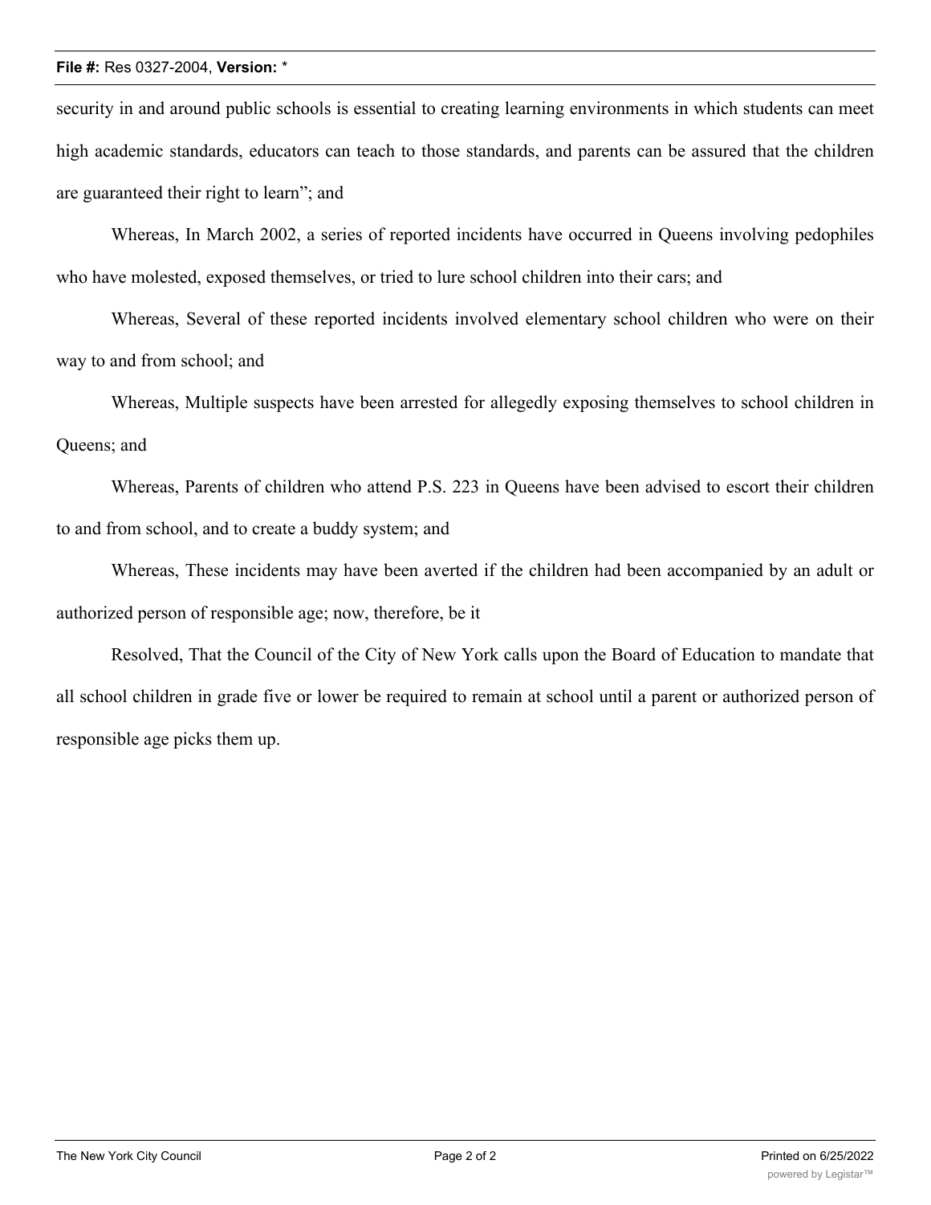security in and around public schools is essential to creating learning environments in which students can meet high academic standards, educators can teach to those standards, and parents can be assured that the children are guaranteed their right to learn"; and

Whereas, In March 2002, a series of reported incidents have occurred in Queens involving pedophiles who have molested, exposed themselves, or tried to lure school children into their cars; and

Whereas, Several of these reported incidents involved elementary school children who were on their way to and from school; and

Whereas, Multiple suspects have been arrested for allegedly exposing themselves to school children in Queens; and

Whereas, Parents of children who attend P.S. 223 in Queens have been advised to escort their children to and from school, and to create a buddy system; and

Whereas, These incidents may have been averted if the children had been accompanied by an adult or authorized person of responsible age; now, therefore, be it

Resolved, That the Council of the City of New York calls upon the Board of Education to mandate that all school children in grade five or lower be required to remain at school until a parent or authorized person of responsible age picks them up.